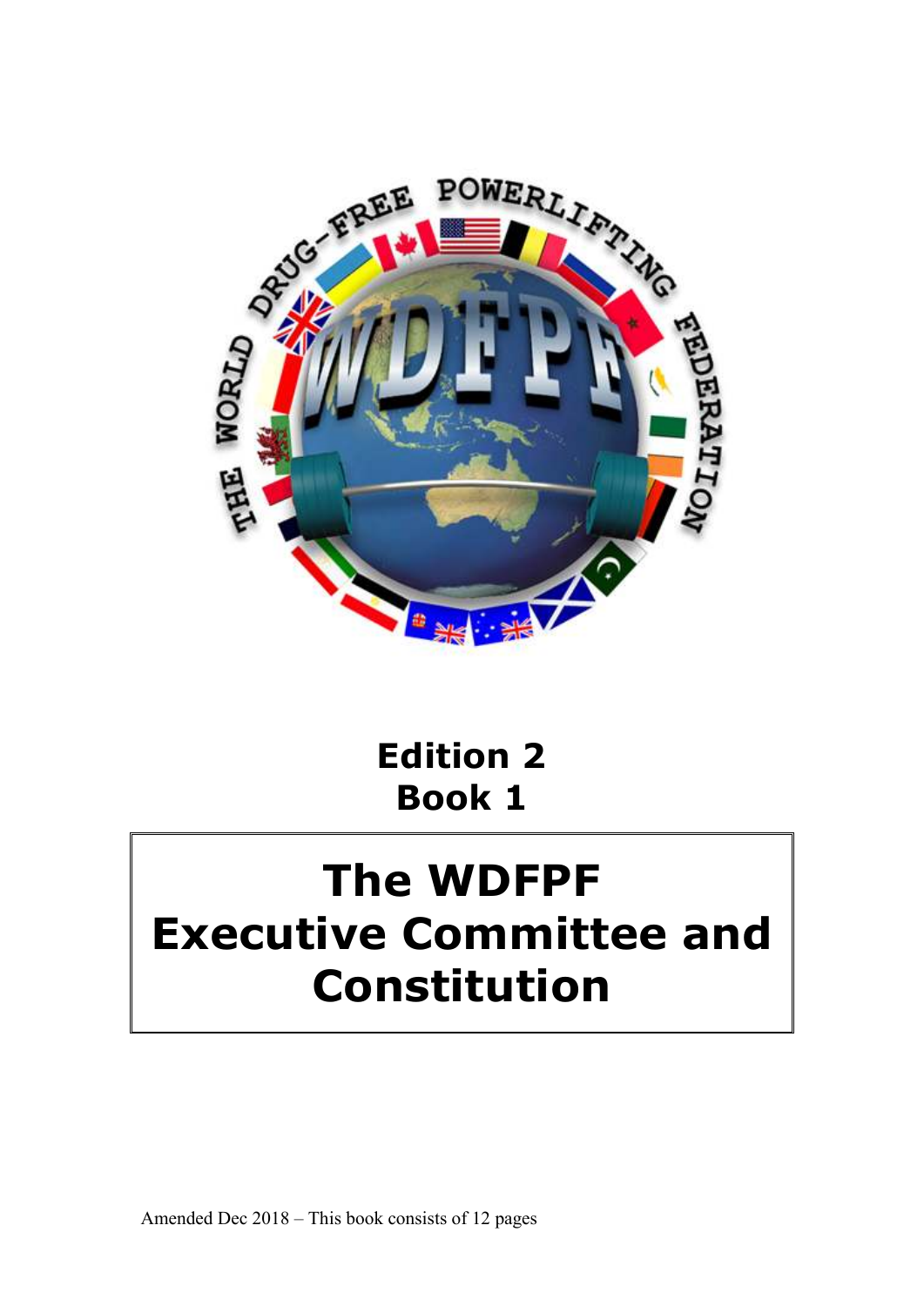**Edition 2**
**Book 1**

# The WDFPF Executive Committee and Constitution

Amended Dec 2018 – This book consists of 12 pages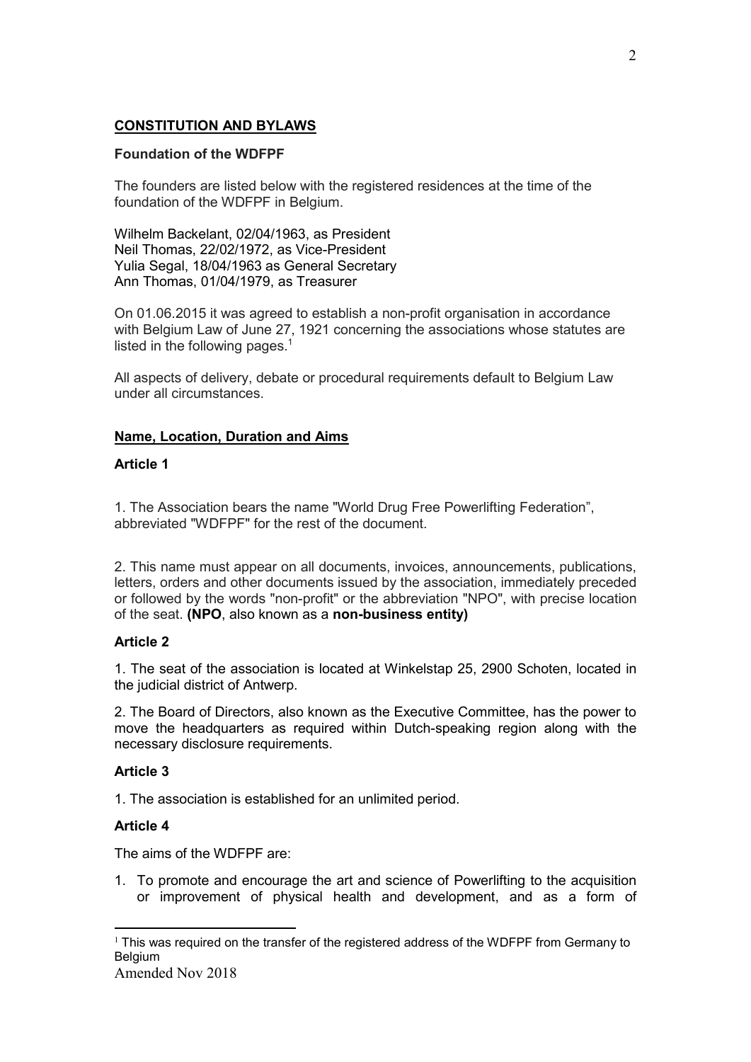## **CONSTITUTION AND BYLAWS**

### **Foundation of the WDFPF**

The founders are listed below with the registered residences at the time of the foundation of the WDFPF in Belgium.

Wilhelm Backelant, 02/04/1963, as President
Neil Thomas, 22/02/1972, as Vice-President
Yulia Segal, 18/04/1963 as General Secretary
Ann Thomas, 01/04/1979, as Treasurer

On 01.06.2015 it was agreed to establish a non-profit organisation in accordance with Belgium Law of June 27, 1921 concerning the associations whose statutes are listed in the following pages.[1]

All aspects of delivery, debate or procedural requirements default to Belgium Law under all circumstances.

## **Name, Location, Duration and Aims**

### **Article 1**

1. The Association bears the name "World Drug Free Powerlifting Federation", abbreviated "WDFPF" for the rest of the document.

2. This name must appear on all documents, invoices, announcements, publications, letters, orders and other documents issued by the association, immediately preceded or followed by the words "non-profit" or the abbreviation "NPO", with precise location of the seat. **(NPO**, also known as a **non-business entity)**

### **Article 2**

1. The seat of the association is located at Winkelstap 25, 2900 Schoten, located in the judicial district of Antwerp.

2. The Board of Directors, also known as the Executive Committee, has the power to move the headquarters as required within Dutch-speaking region along with the necessary disclosure requirements.

### **Article 3**

1. The association is established for an unlimited period.

### **Article 4**

The aims of the WDFPF are:

1. To promote and encourage the art and science of Powerlifting to the acquisition or improvement of physical health and development, and as a form of

---

[1] This was required on the transfer of the registered address of the WDFPF from Germany to Belgium

Amended Nov 2018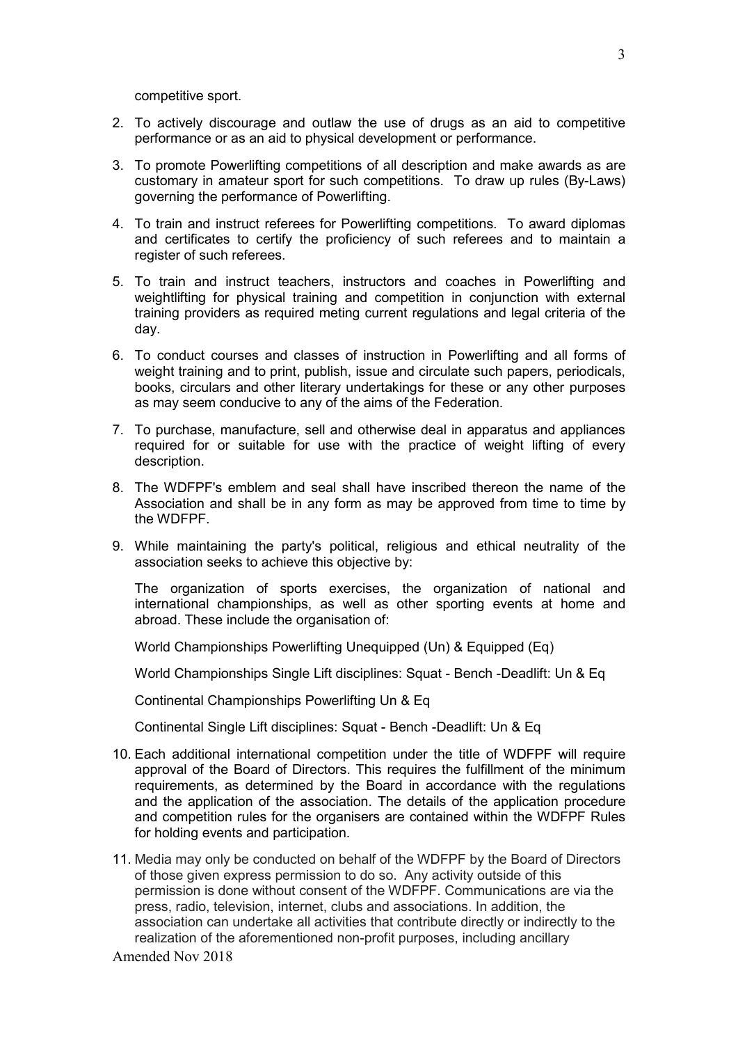competitive sport.

2. To actively discourage and outlaw the use of drugs as an aid to competitive performance or as an aid to physical development or performance.

3. To promote Powerlifting competitions of all description and make awards as are customary in amateur sport for such competitions. To draw up rules (By-Laws) governing the performance of Powerlifting.

4. To train and instruct referees for Powerlifting competitions. To award diplomas and certificates to certify the proficiency of such referees and to maintain a register of such referees.

5. To train and instruct teachers, instructors and coaches in Powerlifting and weightlifting for physical training and competition in conjunction with external training providers as required meting current regulations and legal criteria of the day.

6. To conduct courses and classes of instruction in Powerlifting and all forms of weight training and to print, publish, issue and circulate such papers, periodicals, books, circulars and other literary undertakings for these or any other purposes as may seem conducive to any of the aims of the Federation.

7. To purchase, manufacture, sell and otherwise deal in apparatus and appliances required for or suitable for use with the practice of weight lifting of every description.

8. The WDFPF's emblem and seal shall have inscribed thereon the name of the Association and shall be in any form as may be approved from time to time by the WDFPF.

9. While maintaining the party's political, religious and ethical neutrality of the association seeks to achieve this objective by:

   The organization of sports exercises, the organization of national and international championships, as well as other sporting events at home and abroad. These include the organisation of:

   World Championships Powerlifting Unequipped (Un) & Equipped (Eq)

   World Championships Single Lift disciplines: Squat - Bench -Deadlift: Un & Eq

   Continental Championships Powerlifting Un & Eq

   Continental Single Lift disciplines: Squat - Bench -Deadlift: Un & Eq

10. Each additional international competition under the title of WDFPF will require approval of the Board of Directors. This requires the fulfillment of the minimum requirements, as determined by the Board in accordance with the regulations and the application of the association. The details of the application procedure and competition rules for the organisers are contained within the WDFPF Rules for holding events and participation.

11. Media may only be conducted on behalf of the WDFPF by the Board of Directors of those given express permission to do so. Any activity outside of this permission is done without consent of the WDFPF. Communications are via the press, radio, television, internet, clubs and associations. In addition, the association can undertake all activities that contribute directly or indirectly to the realization of the aforementioned non-profit purposes, including ancillary

Amended Nov 2018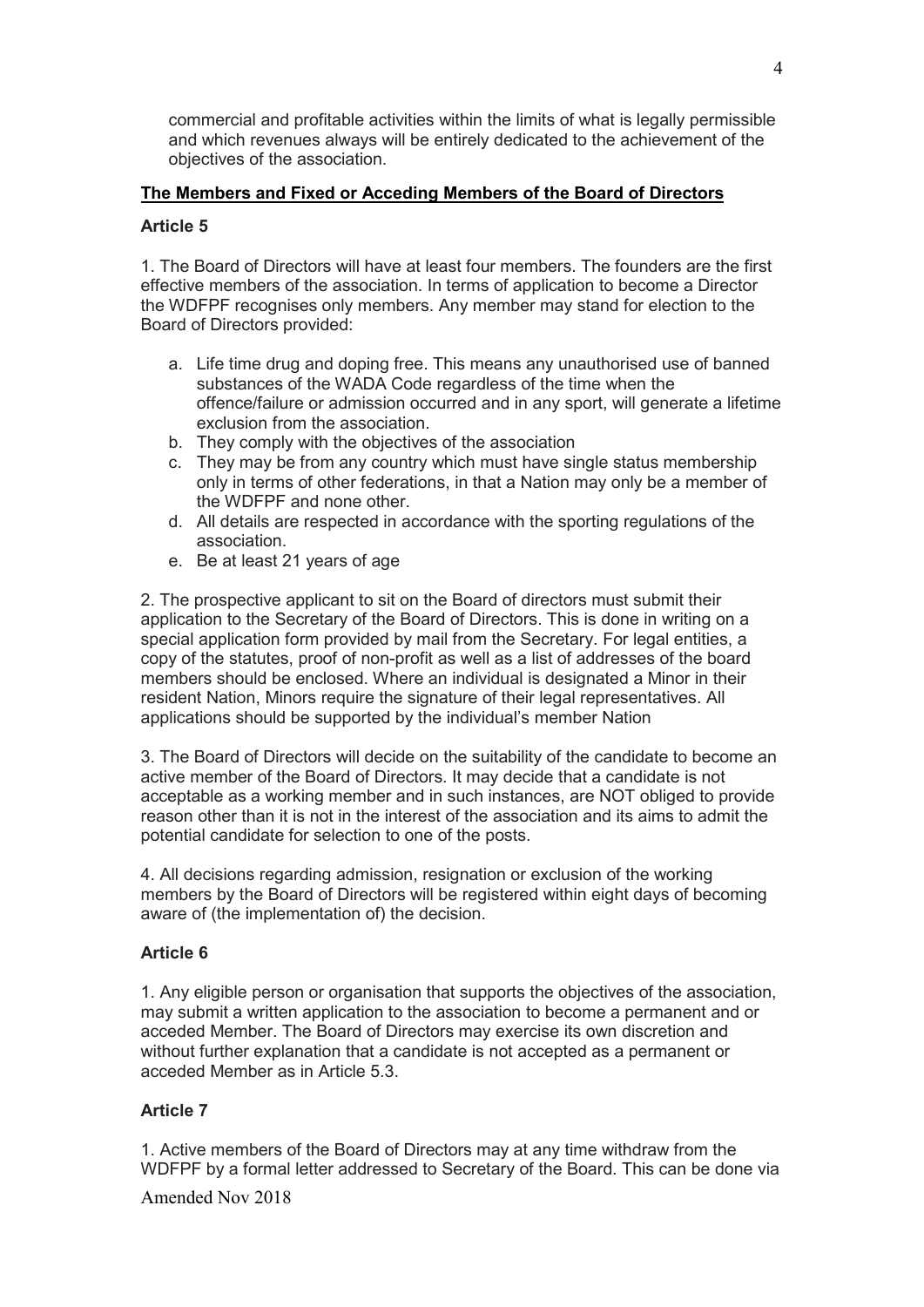commercial and profitable activities within the limits of what is legally permissible and which revenues always will be entirely dedicated to the achievement of the objectives of the association.

**The Members and Fixed or Acceding Members of the Board of Directors**

**Article 5**

1. The Board of Directors will have at least four members. The founders are the first effective members of the association. In terms of application to become a Director the WDFPF recognises only members. Any member may stand for election to the Board of Directors provided:

   a. Life time drug and doping free. This means any unauthorised use of banned substances of the WADA Code regardless of the time when the offence/failure or admission occurred and in any sport, will generate a lifetime exclusion from the association.
   b. They comply with the objectives of the association
   c. They may be from any country which must have single status membership only in terms of other federations, in that a Nation may only be a member of the WDFPF and none other.
   d. All details are respected in accordance with the sporting regulations of the association.
   e. Be at least 21 years of age

2. The prospective applicant to sit on the Board of directors must submit their application to the Secretary of the Board of Directors. This is done in writing on a special application form provided by mail from the Secretary. For legal entities, a copy of the statutes, proof of non-profit as well as a list of addresses of the board members should be enclosed. Where an individual is designated a Minor in their resident Nation, Minors require the signature of their legal representatives. All applications should be supported by the individual's member Nation

3. The Board of Directors will decide on the suitability of the candidate to become an active member of the Board of Directors. It may decide that a candidate is not acceptable as a working member and in such instances, are NOT obliged to provide reason other than it is not in the interest of the association and its aims to admit the potential candidate for selection to one of the posts.

4. All decisions regarding admission, resignation or exclusion of the working members by the Board of Directors will be registered within eight days of becoming aware of (the implementation of) the decision.

**Article 6**

1. Any eligible person or organisation that supports the objectives of the association, may submit a written application to the association to become a permanent and or acceded Member. The Board of Directors may exercise its own discretion and without further explanation that a candidate is not accepted as a permanent or acceded Member as in Article 5.3.

**Article 7**

1. Active members of the Board of Directors may at any time withdraw from the WDFPF by a formal letter addressed to Secretary of the Board. This can be done via

Amended Nov 2018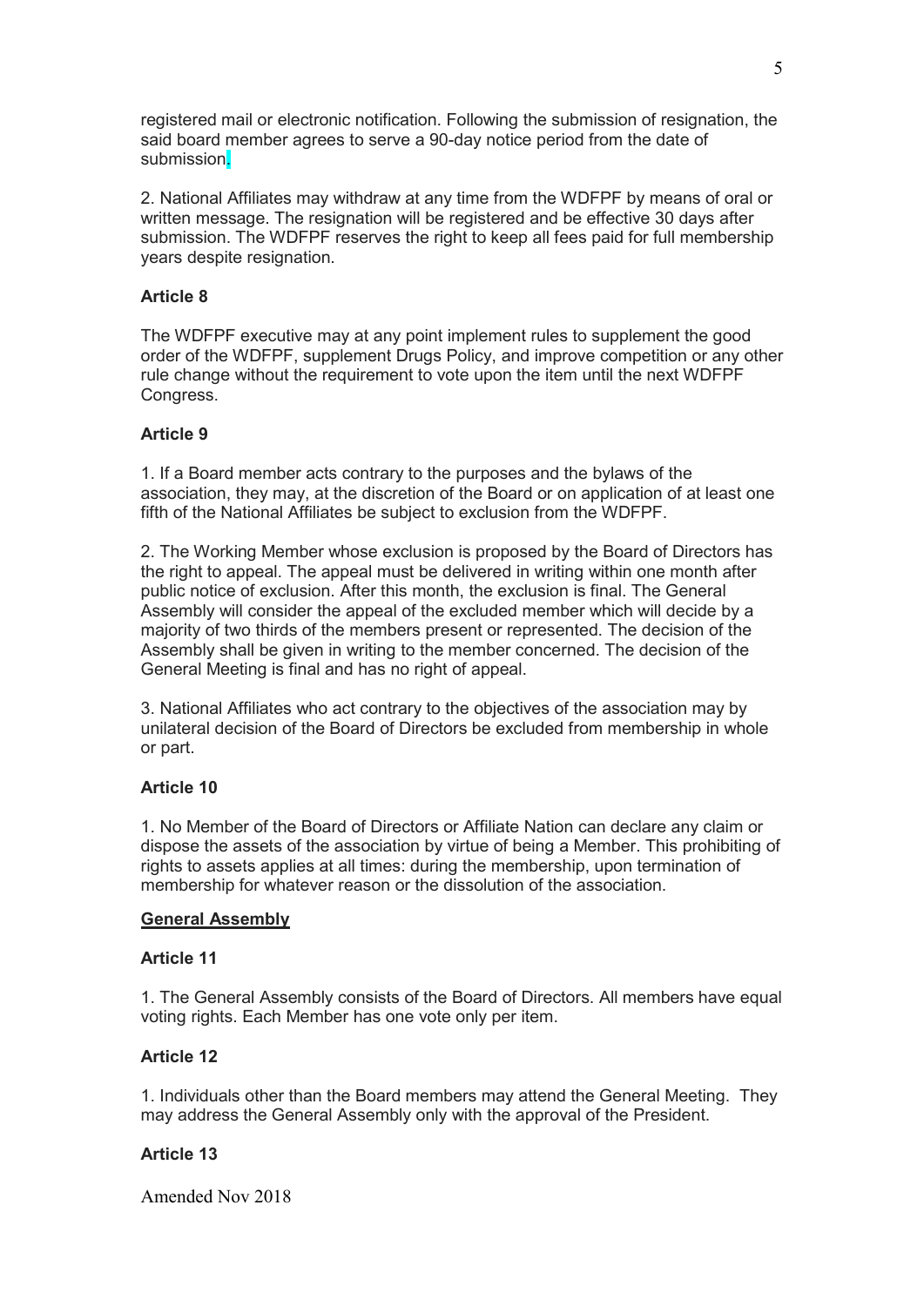registered mail or electronic notification. Following the submission of resignation, the said board member agrees to serve a 90-day notice period from the date of submission.

2. National Affiliates may withdraw at any time from the WDFPF by means of oral or written message. The resignation will be registered and be effective 30 days after submission. The WDFPF reserves the right to keep all fees paid for full membership years despite resignation.

**Article 8**

The WDFPF executive may at any point implement rules to supplement the good order of the WDFPF, supplement Drugs Policy, and improve competition or any other rule change without the requirement to vote upon the item until the next WDFPF Congress.

**Article 9**

1. If a Board member acts contrary to the purposes and the bylaws of the association, they may, at the discretion of the Board or on application of at least one fifth of the National Affiliates be subject to exclusion from the WDFPF.

2. The Working Member whose exclusion is proposed by the Board of Directors has the right to appeal. The appeal must be delivered in writing within one month after public notice of exclusion. After this month, the exclusion is final. The General Assembly will consider the appeal of the excluded member which will decide by a majority of two thirds of the members present or represented. The decision of the Assembly shall be given in writing to the member concerned. The decision of the General Meeting is final and has no right of appeal.

3. National Affiliates who act contrary to the objectives of the association may by unilateral decision of the Board of Directors be excluded from membership in whole or part.

**Article 10**

1. No Member of the Board of Directors or Affiliate Nation can declare any claim or dispose the assets of the association by virtue of being a Member. This prohibiting of rights to assets applies at all times: during the membership, upon termination of membership for whatever reason or the dissolution of the association.

**General Assembly**

**Article 11**

1. The General Assembly consists of the Board of Directors. All members have equal voting rights. Each Member has one vote only per item.

**Article 12**

1. Individuals other than the Board members may attend the General Meeting. They may address the General Assembly only with the approval of the President.

**Article 13**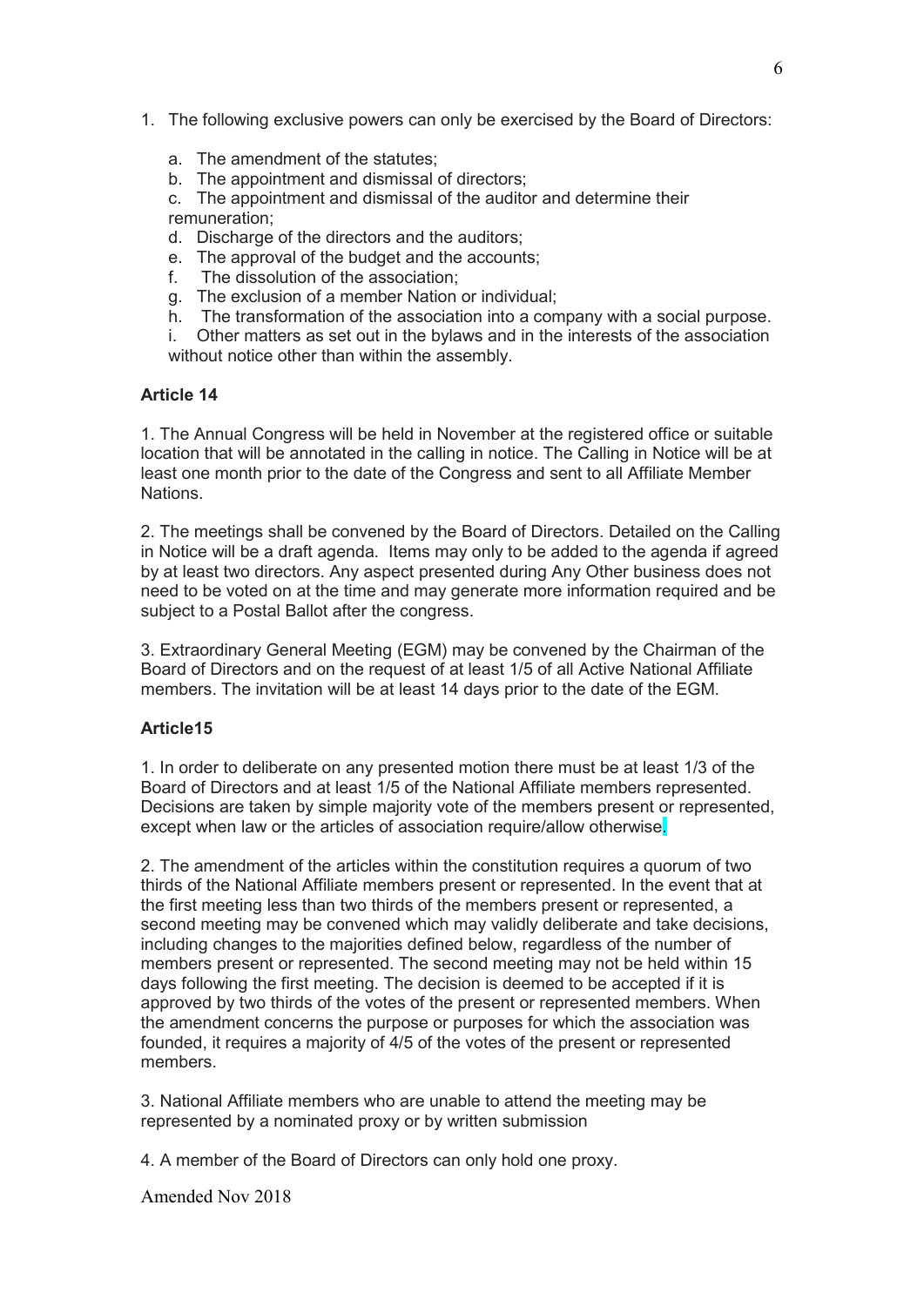1. The following exclusive powers can only be exercised by the Board of Directors:

   a. The amendment of the statutes;
   b. The appointment and dismissal of directors;
   c. The appointment and dismissal of the auditor and determine their remuneration;
   d. Discharge of the directors and the auditors;
   e. The approval of the budget and the accounts;
   f. The dissolution of the association;
   g. The exclusion of a member Nation or individual;
   h. The transformation of the association into a company with a social purpose.
   i. Other matters as set out in the bylaws and in the interests of the association without notice other than within the assembly.

**Article 14**

1. The Annual Congress will be held in November at the registered office or suitable location that will be annotated in the calling in notice. The Calling in Notice will be at least one month prior to the date of the Congress and sent to all Affiliate Member Nations.

2. The meetings shall be convened by the Board of Directors. Detailed on the Calling in Notice will be a draft agenda. Items may only to be added to the agenda if agreed by at least two directors. Any aspect presented during Any Other business does not need to be voted on at the time and may generate more information required and be subject to a Postal Ballot after the congress.

3. Extraordinary General Meeting (EGM) may be convened by the Chairman of the Board of Directors and on the request of at least 1/5 of all Active National Affiliate members. The invitation will be at least 14 days prior to the date of the EGM.

**Article15**

1. In order to deliberate on any presented motion there must be at least 1/3 of the Board of Directors and at least 1/5 of the National Affiliate members represented. Decisions are taken by simple majority vote of the members present or represented, except when law or the articles of association require/allow otherwise.

2. The amendment of the articles within the constitution requires a quorum of two thirds of the National Affiliate members present or represented. In the event that at the first meeting less than two thirds of the members present or represented, a second meeting may be convened which may validly deliberate and take decisions, including changes to the majorities defined below, regardless of the number of members present or represented. The second meeting may not be held within 15 days following the first meeting. The decision is deemed to be accepted if it is approved by two thirds of the votes of the present or represented members. When the amendment concerns the purpose or purposes for which the association was founded, it requires a majority of 4/5 of the votes of the present or represented members.

3. National Affiliate members who are unable to attend the meeting may be represented by a nominated proxy or by written submission

4. A member of the Board of Directors can only hold one proxy.

Amended Nov 2018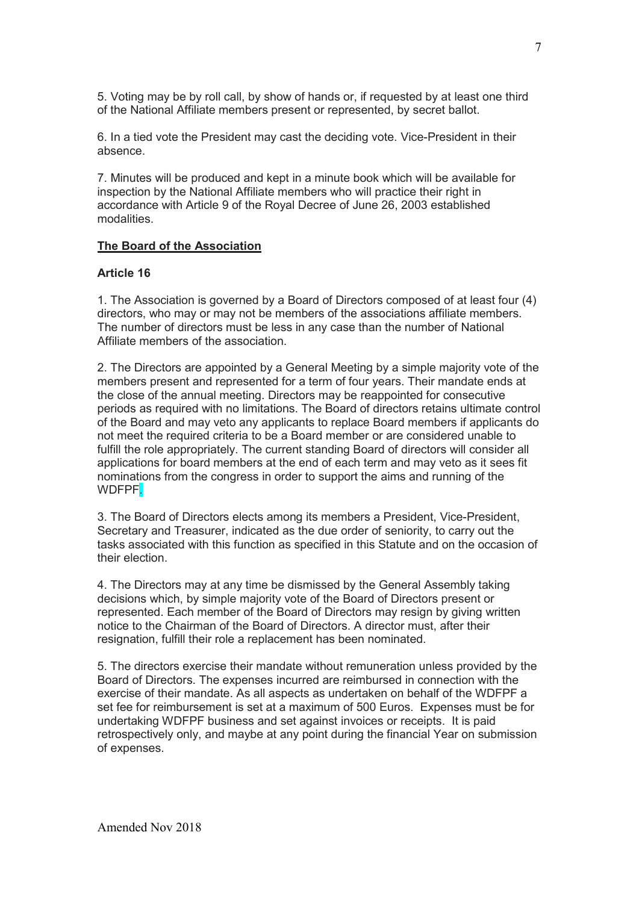5. Voting may be by roll call, by show of hands or, if requested by at least one third of the National Affiliate members present or represented, by secret ballot.

6. In a tied vote the President may cast the deciding vote. Vice-President in their absence.

7. Minutes will be produced and kept in a minute book which will be available for inspection by the National Affiliate members who will practice their right in accordance with Article 9 of the Royal Decree of June 26, 2003 established modalities.

## The Board of the Association

### Article 16

1. The Association is governed by a Board of Directors composed of at least four (4) directors, who may or may not be members of the associations affiliate members. The number of directors must be less in any case than the number of National Affiliate members of the association.

2. The Directors are appointed by a General Meeting by a simple majority vote of the members present and represented for a term of four years. Their mandate ends at the close of the annual meeting. Directors may be reappointed for consecutive periods as required with no limitations. The Board of directors retains ultimate control of the Board and may veto any applicants to replace Board members if applicants do not meet the required criteria to be a Board member or are considered unable to fulfill the role appropriately. The current standing Board of directors will consider all applications for board members at the end of each term and may veto as it sees fit nominations from the congress in order to support the aims and running of the WDFPF.

3. The Board of Directors elects among its members a President, Vice-President, Secretary and Treasurer, indicated as the due order of seniority, to carry out the tasks associated with this function as specified in this Statute and on the occasion of their election.

4. The Directors may at any time be dismissed by the General Assembly taking decisions which, by simple majority vote of the Board of Directors present or represented. Each member of the Board of Directors may resign by giving written notice to the Chairman of the Board of Directors. A director must, after their resignation, fulfill their role a replacement has been nominated.

5. The directors exercise their mandate without remuneration unless provided by the Board of Directors. The expenses incurred are reimbursed in connection with the exercise of their mandate. As all aspects as undertaken on behalf of the WDFPF a set fee for reimbursement is set at a maximum of 500 Euros. Expenses must be for undertaking WDFPF business and set against invoices or receipts. It is paid retrospectively only, and maybe at any point during the financial Year on submission of expenses.

Amended Nov 2018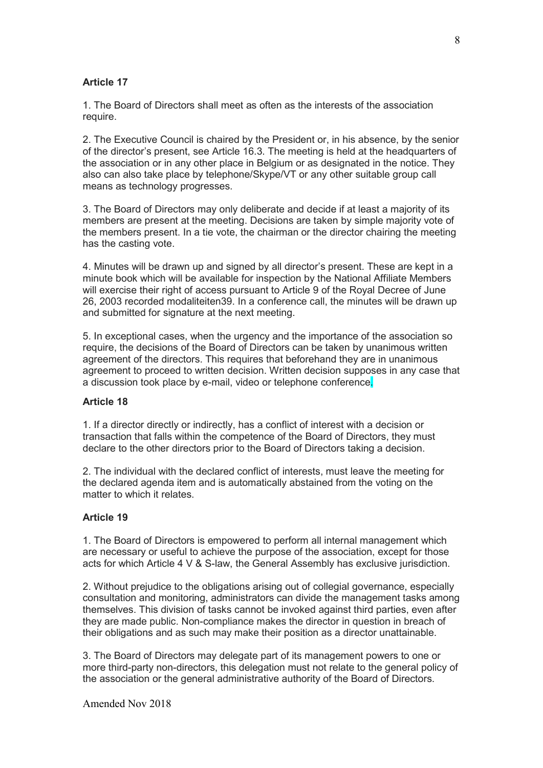**Article 17**

1. The Board of Directors shall meet as often as the interests of the association require.

2. The Executive Council is chaired by the President or, in his absence, by the senior of the director's present, see Article 16.3. The meeting is held at the headquarters of the association or in any other place in Belgium or as designated in the notice. They also can also take place by telephone/Skype/VT or any other suitable group call means as technology progresses.

3. The Board of Directors may only deliberate and decide if at least a majority of its members are present at the meeting. Decisions are taken by simple majority vote of the members present. In a tie vote, the chairman or the director chairing the meeting has the casting vote.

4. Minutes will be drawn up and signed by all director's present. These are kept in a minute book which will be available for inspection by the National Affiliate Members will exercise their right of access pursuant to Article 9 of the Royal Decree of June 26, 2003 recorded modaliteiten39. In a conference call, the minutes will be drawn up and submitted for signature at the next meeting.

5. In exceptional cases, when the urgency and the importance of the association so require, the decisions of the Board of Directors can be taken by unanimous written agreement of the directors. This requires that beforehand they are in unanimous agreement to proceed to written decision. Written decision supposes in any case that a discussion took place by e-mail, video or telephone conference.

**Article 18**

1. If a director directly or indirectly, has a conflict of interest with a decision or transaction that falls within the competence of the Board of Directors, they must declare to the other directors prior to the Board of Directors taking a decision.

2. The individual with the declared conflict of interests, must leave the meeting for the declared agenda item and is automatically abstained from the voting on the matter to which it relates.

**Article 19**

1. The Board of Directors is empowered to perform all internal management which are necessary or useful to achieve the purpose of the association, except for those acts for which Article 4 V & S-law, the General Assembly has exclusive jurisdiction.

2. Without prejudice to the obligations arising out of collegial governance, especially consultation and monitoring, administrators can divide the management tasks among themselves. This division of tasks cannot be invoked against third parties, even after they are made public. Non-compliance makes the director in question in breach of their obligations and as such may make their position as a director unattainable.

3. The Board of Directors may delegate part of its management powers to one or more third-party non-directors, this delegation must not relate to the general policy of the association or the general administrative authority of the Board of Directors.

Amended Nov 2018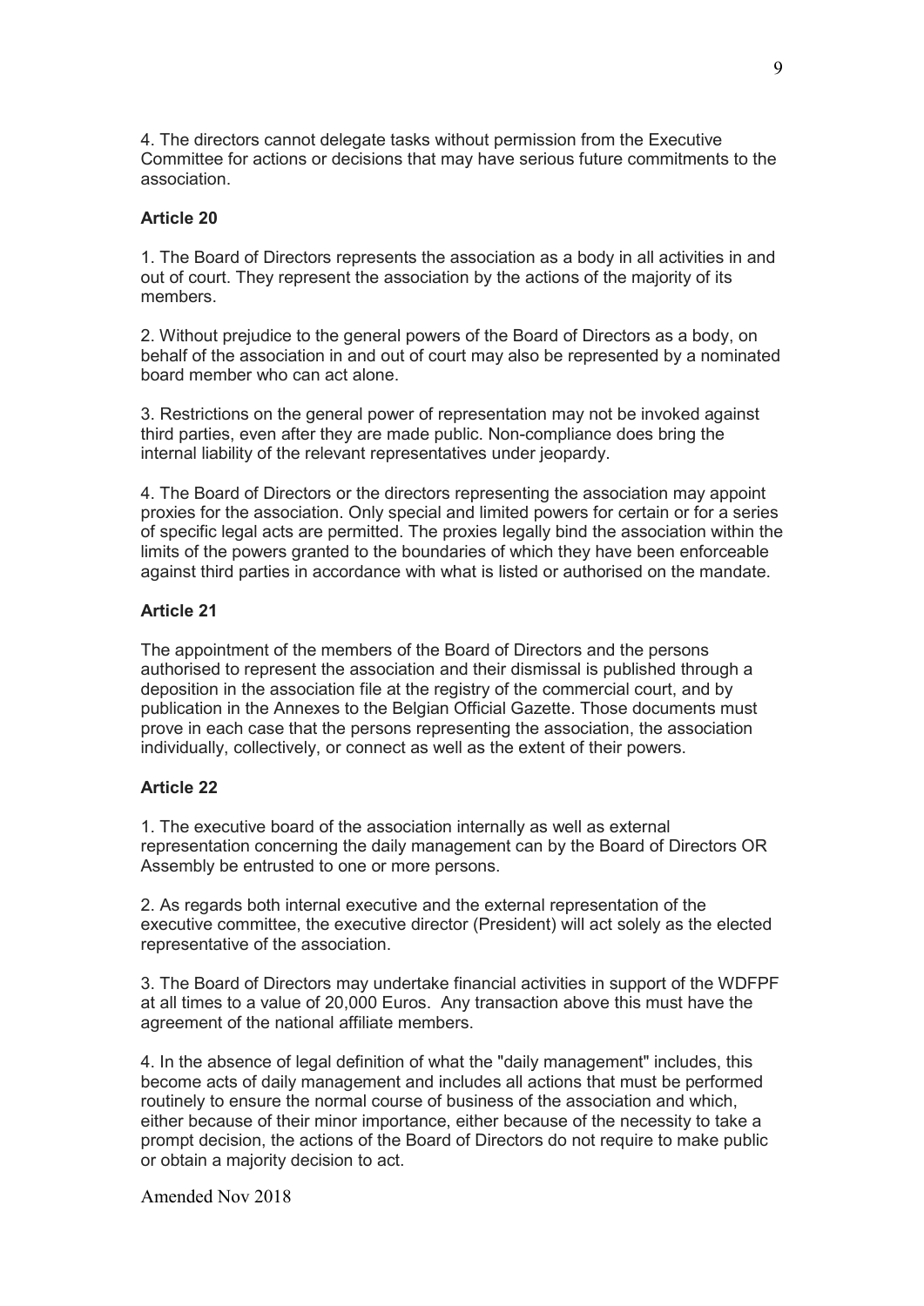4. The directors cannot delegate tasks without permission from the Executive Committee for actions or decisions that may have serious future commitments to the association.

**Article 20**

1. The Board of Directors represents the association as a body in all activities in and out of court. They represent the association by the actions of the majority of its members.

2. Without prejudice to the general powers of the Board of Directors as a body, on behalf of the association in and out of court may also be represented by a nominated board member who can act alone.

3. Restrictions on the general power of representation may not be invoked against third parties, even after they are made public. Non-compliance does bring the internal liability of the relevant representatives under jeopardy.

4. The Board of Directors or the directors representing the association may appoint proxies for the association. Only special and limited powers for certain or for a series of specific legal acts are permitted. The proxies legally bind the association within the limits of the powers granted to the boundaries of which they have been enforceable against third parties in accordance with what is listed or authorised on the mandate.

**Article 21**

The appointment of the members of the Board of Directors and the persons authorised to represent the association and their dismissal is published through a deposition in the association file at the registry of the commercial court, and by publication in the Annexes to the Belgian Official Gazette. Those documents must prove in each case that the persons representing the association, the association individually, collectively, or connect as well as the extent of their powers.

**Article 22**

1. The executive board of the association internally as well as external representation concerning the daily management can by the Board of Directors OR Assembly be entrusted to one or more persons.

2. As regards both internal executive and the external representation of the executive committee, the executive director (President) will act solely as the elected representative of the association.

3. The Board of Directors may undertake financial activities in support of the WDFPF at all times to a value of 20,000 Euros. Any transaction above this must have the agreement of the national affiliate members.

4. In the absence of legal definition of what the "daily management" includes, this become acts of daily management and includes all actions that must be performed routinely to ensure the normal course of business of the association and which, either because of their minor importance, either because of the necessity to take a prompt decision, the actions of the Board of Directors do not require to make public or obtain a majority decision to act.

Amended Nov 2018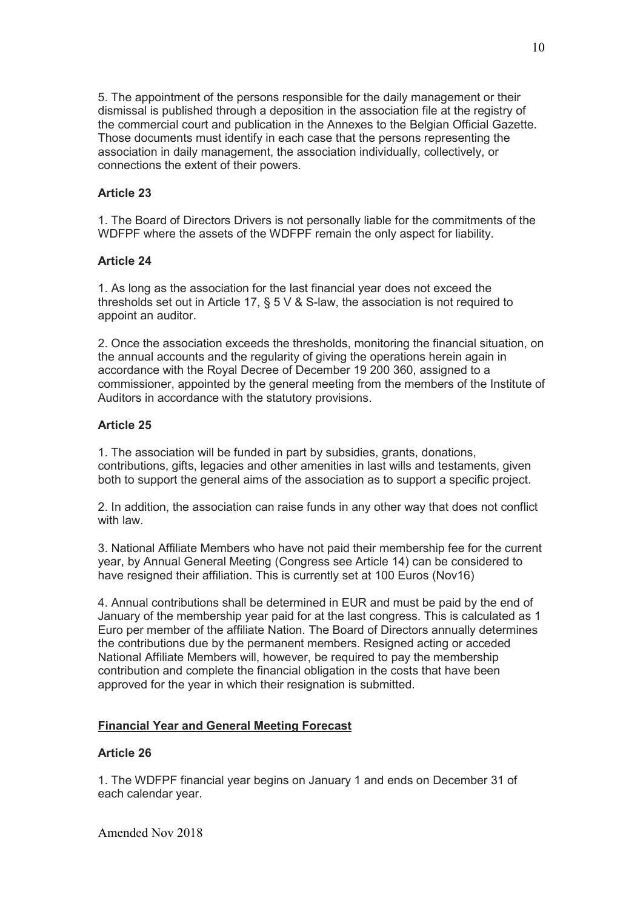5. The appointment of the persons responsible for the daily management or their dismissal is published through a deposition in the association file at the registry of the commercial court and publication in the Annexes to the Belgian Official Gazette. Those documents must identify in each case that the persons representing the association in daily management, the association individually, collectively, or connections the extent of their powers.

**Article 23**

1. The Board of Directors Drivers is not personally liable for the commitments of the WDFPF where the assets of the WDFPF remain the only aspect for liability.

**Article 24**

1. As long as the association for the last financial year does not exceed the thresholds set out in Article 17, § 5 V & S-law, the association is not required to appoint an auditor.

2. Once the association exceeds the thresholds, monitoring the financial situation, on the annual accounts and the regularity of giving the operations herein again in accordance with the Royal Decree of December 19 200 360, assigned to a commissioner, appointed by the general meeting from the members of the Institute of Auditors in accordance with the statutory provisions.

**Article 25**

1. The association will be funded in part by subsidies, grants, donations, contributions, gifts, legacies and other amenities in last wills and testaments, given both to support the general aims of the association as to support a specific project.

2. In addition, the association can raise funds in any other way that does not conflict with law.

3. National Affiliate Members who have not paid their membership fee for the current year, by Annual General Meeting (Congress see Article 14) can be considered to have resigned their affiliation. This is currently set at 100 Euros (Nov16)

4. Annual contributions shall be determined in EUR and must be paid by the end of January of the membership year paid for at the last congress. This is calculated as 1 Euro per member of the affiliate Nation. The Board of Directors annually determines the contributions due by the permanent members. Resigned acting or acceded National Affiliate Members will, however, be required to pay the membership contribution and complete the financial obligation in the costs that have been approved for the year in which their resignation is submitted.

**<u>Financial Year and General Meeting Forecast</u>**

**Article 26**

1. The WDFPF financial year begins on January 1 and ends on December 31 of each calendar year.

Amended Nov 2018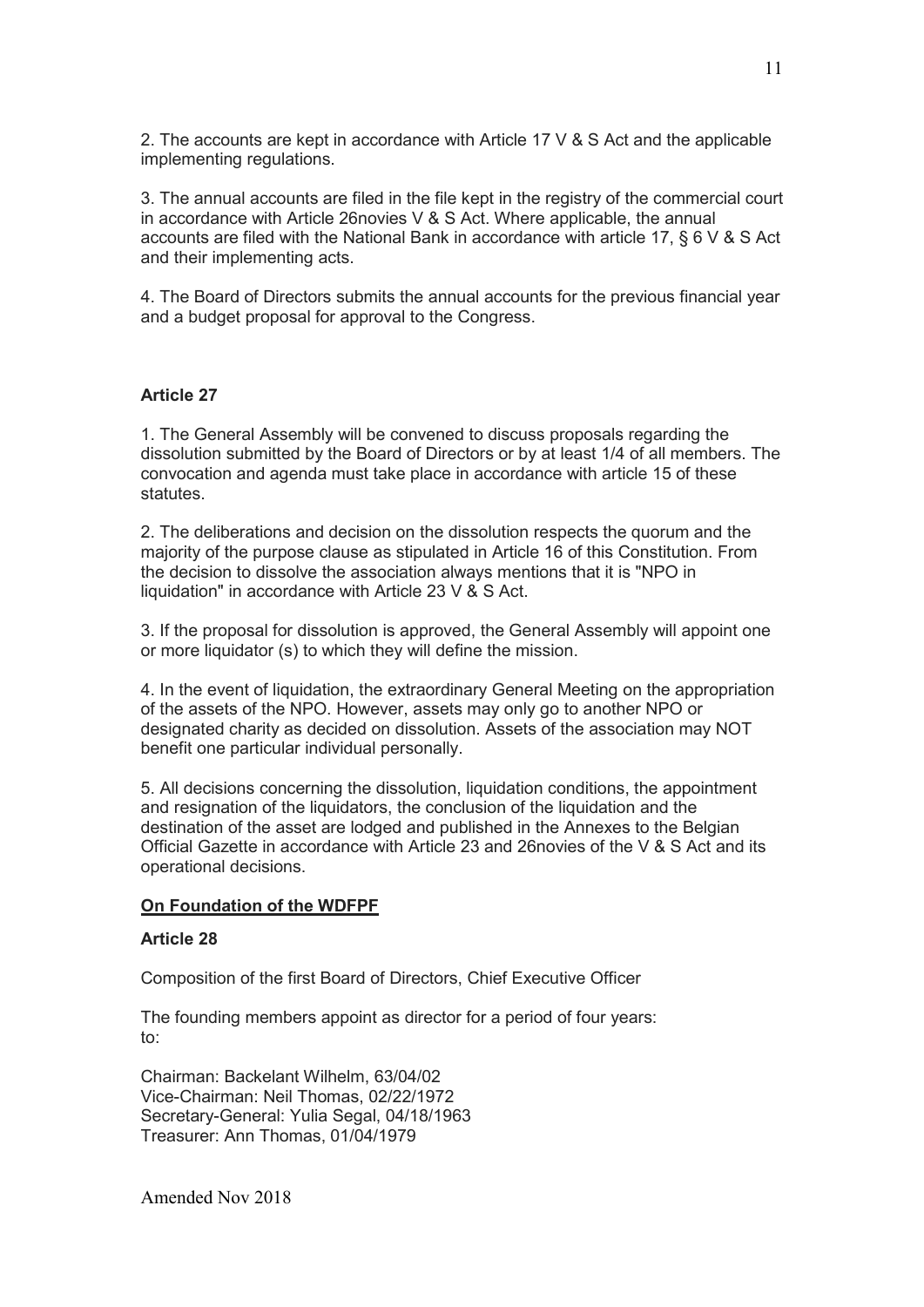2. The accounts are kept in accordance with Article 17 V & S Act and the applicable implementing regulations.

3. The annual accounts are filed in the file kept in the registry of the commercial court in accordance with Article 26novies V & S Act. Where applicable, the annual accounts are filed with the National Bank in accordance with article 17, § 6 V & S Act and their implementing acts.

4. The Board of Directors submits the annual accounts for the previous financial year and a budget proposal for approval to the Congress.

**Article 27**

1. The General Assembly will be convened to discuss proposals regarding the dissolution submitted by the Board of Directors or by at least 1/4 of all members. The convocation and agenda must take place in accordance with article 15 of these statutes.

2. The deliberations and decision on the dissolution respects the quorum and the majority of the purpose clause as stipulated in Article 16 of this Constitution. From the decision to dissolve the association always mentions that it is "NPO in liquidation" in accordance with Article 23 V & S Act.

3. If the proposal for dissolution is approved, the General Assembly will appoint one or more liquidator (s) to which they will define the mission.

4. In the event of liquidation, the extraordinary General Meeting on the appropriation of the assets of the NPO. However, assets may only go to another NPO or designated charity as decided on dissolution. Assets of the association may NOT benefit one particular individual personally.

5. All decisions concerning the dissolution, liquidation conditions, the appointment and resignation of the liquidators, the conclusion of the liquidation and the destination of the asset are lodged and published in the Annexes to the Belgian Official Gazette in accordance with Article 23 and 26novies of the V & S Act and its operational decisions.

**<u>On Foundation of the WDFPF</u>**

**Article 28**

Composition of the first Board of Directors, Chief Executive Officer

The founding members appoint as director for a period of four years:
to:

Chairman: Backelant Wilhelm, 63/04/02
Vice-Chairman: Neil Thomas, 02/22/1972
Secretary-General: Yulia Segal, 04/18/1963
Treasurer: Ann Thomas, 01/04/1979

Amended Nov 2018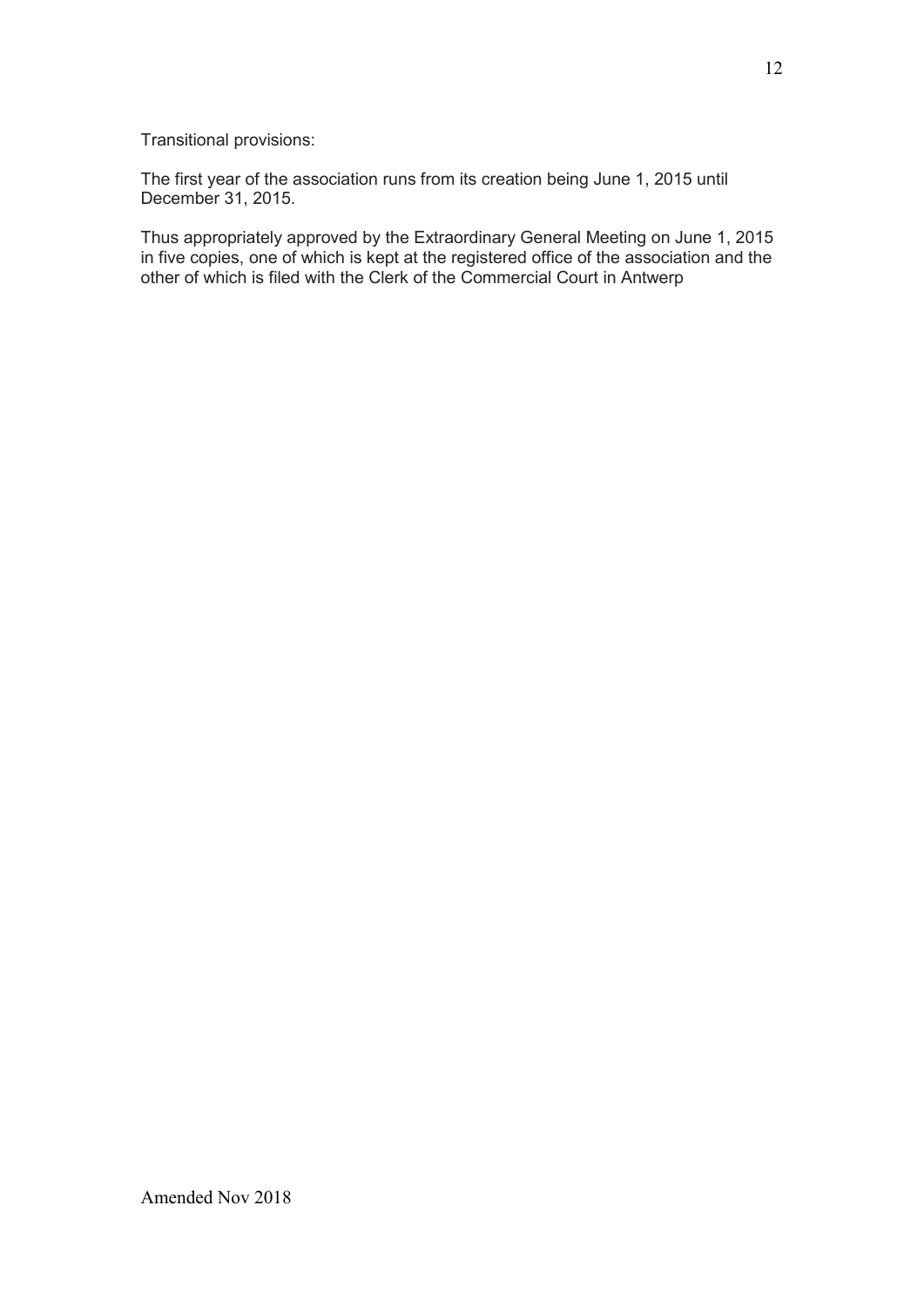Transitional provisions:

The first year of the association runs from its creation being June 1, 2015 until December 31, 2015.

Thus appropriately approved by the Extraordinary General Meeting on June 1, 2015 in five copies, one of which is kept at the registered office of the association and the other of which is filed with the Clerk of the Commercial Court in Antwerp

Amended Nov 2018